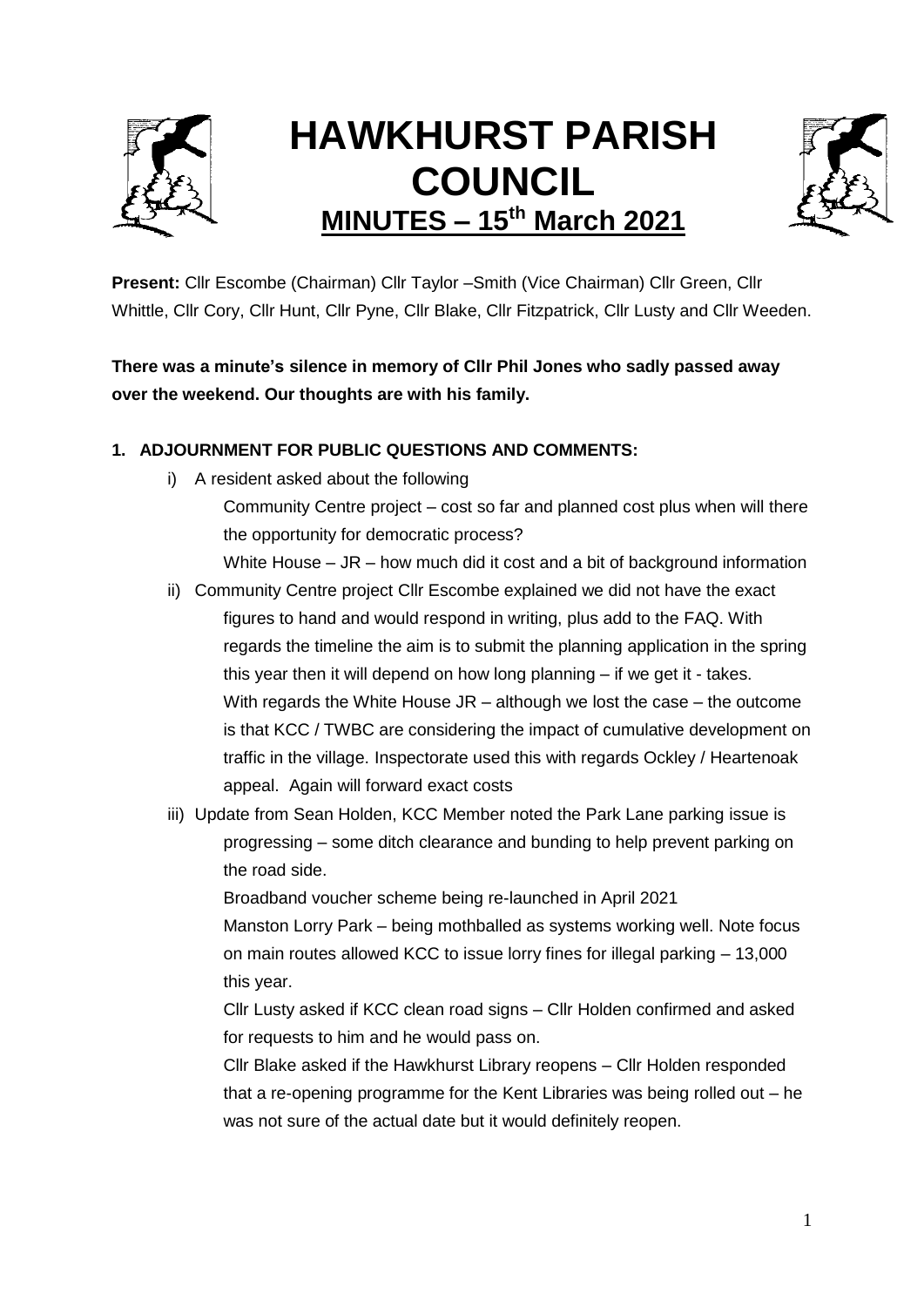# HAWKHURST PARISH COUNCIL

## MINUTES – 15th March 2021

**Present:** Cllr Escombe (Chairman) Cllr Taylor –Smith (Vice Chairman) Cllr Green, Cllr Whittle, Cllr Cory, Cllr Hunt, Cllr Pyne, Cllr Blake, Cllr Fitzpatrick, Cllr Lusty and Cllr Weeden.

**There was a minute's silence in memory of Cllr Phil Jones who sadly passed away over the weekend. Our thoughts are with his family.**

### 1. ADJOURNMENT FOR PUBLIC QUESTIONS AND COMMENTS:

i) A resident asked about the following

Community Centre project – cost so far and planned cost plus when will there the opportunity for democratic process?

White House – JR – how much did it cost and a bit of background information

ii) Community Centre project Cllr Escombe explained we did not have the exact figures to hand and would respond in writing, plus add to the FAQ. With regards the timeline the aim is to submit the planning application in the spring this year then it will depend on how long planning – if we get it - takes.

With regards the White House JR – although we lost the case – the outcome is that KCC / TWBC are considering the impact of cumulative development on traffic in the village. Inspectorate used this with regards Ockley / Heartenoak appeal. Again will forward exact costs

iii) Update from Sean Holden, KCC Member noted the Park Lane parking issue is progressing – some ditch clearance and bunding to help prevent parking on the road side.

Broadband voucher scheme being re-launched in April 2021

Manston Lorry Park – being mothballed as systems working well. Note focus on main routes allowed KCC to issue lorry fines for illegal parking – 13,000 this year.

Cllr Lusty asked if KCC clean road signs – Cllr Holden confirmed and asked for requests to him and he would pass on.

Cllr Blake asked if the Hawkhurst Library reopens – Cllr Holden responded that a re-opening programme for the Kent Libraries was being rolled out – he was not sure of the actual date but it would definitely reopen.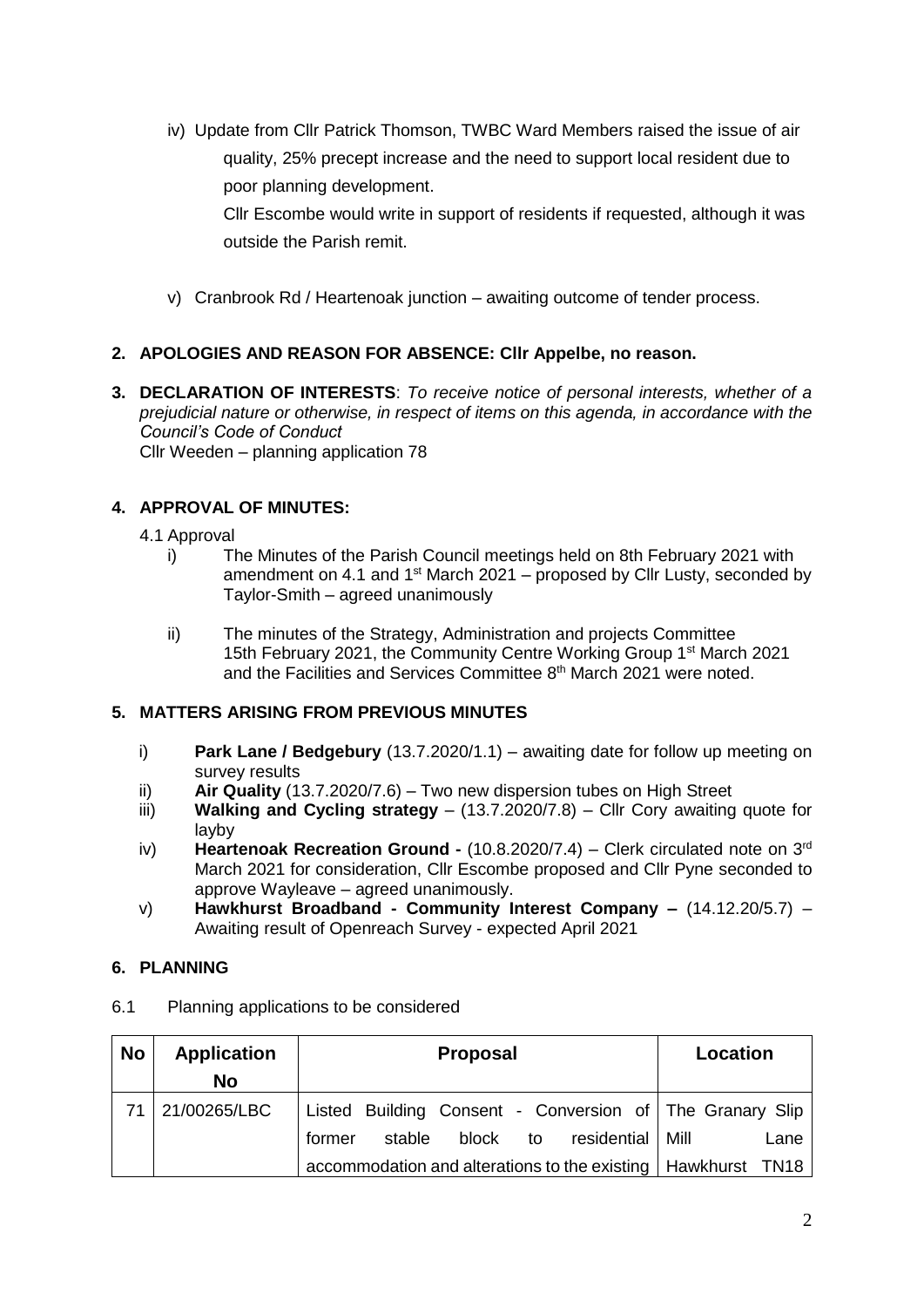iv) Update from Cllr Patrick Thomson, TWBC Ward Members raised the issue of air quality, 25% precept increase and the need to support local resident due to poor planning development.

Cllr Escombe would write in support of residents if requested, although it was outside the Parish remit.

v) Cranbrook Rd / Heartenoak junction – awaiting outcome of tender process.

**2. APOLOGIES AND REASON FOR ABSENCE: Cllr Appelbe, no reason.**

**3. DECLARATION OF INTERESTS**: *To receive notice of personal interests, whether of a prejudicial nature or otherwise, in respect of items on this agenda, in accordance with the Council's Code of Conduct*
Cllr Weeden – planning application 78

**4. APPROVAL OF MINUTES:**

4.1 Approval

i) The Minutes of the Parish Council meetings held on 8th February 2021 with amendment on 4.1 and 1st March 2021 – proposed by Cllr Lusty, seconded by Taylor-Smith – agreed unanimously

ii) The minutes of the Strategy, Administration and projects Committee 15th February 2021, the Community Centre Working Group 1st March 2021 and the Facilities and Services Committee 8th March 2021 were noted.

**5. MATTERS ARISING FROM PREVIOUS MINUTES**

i) **Park Lane / Bedgebury** (13.7.2020/1.1) – awaiting date for follow up meeting on survey results
ii) **Air Quality** (13.7.2020/7.6) – Two new dispersion tubes on High Street
iii) **Walking and Cycling strategy** – (13.7.2020/7.8) – Cllr Cory awaiting quote for layby
iv) **Heartenoak Recreation Ground -** (10.8.2020/7.4) – Clerk circulated note on 3rd March 2021 for consideration, Cllr Escombe proposed and Cllr Pyne seconded to approve Wayleave – agreed unanimously.
v) **Hawkhurst Broadband - Community Interest Company –** (14.12.20/5.7) – Awaiting result of Openreach Survey - expected April 2021

**6. PLANNING**

6.1 Planning applications to be considered

| No | Application No | Proposal | Location |
|---|---|---|---|
| 71 | 21/00265/LBC | Listed Building Consent - Conversion of former stable block to residential accommodation and alterations to the existing | The Granary Slip Mill Lane Hawkhurst TN18 |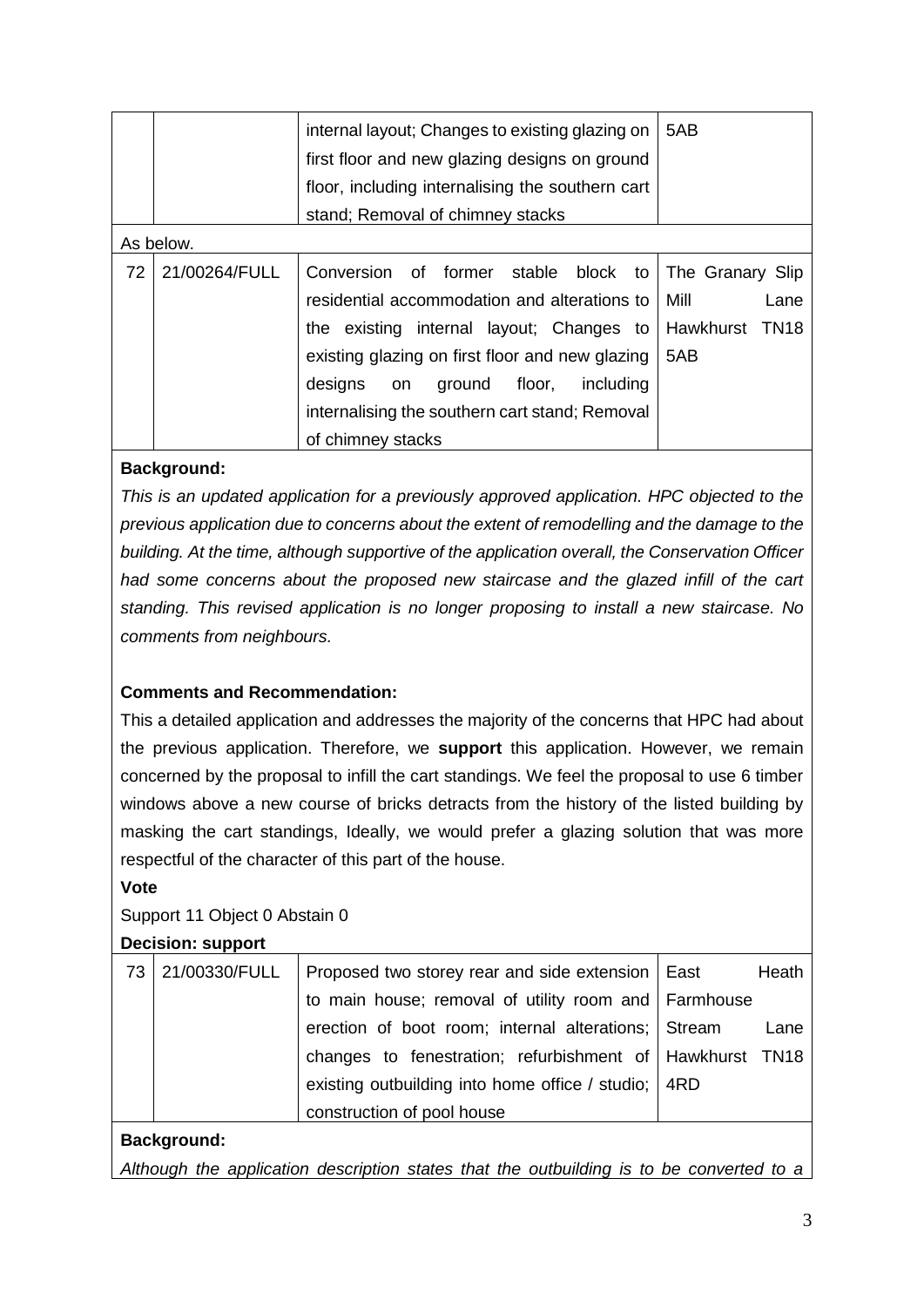| | | internal layout; Changes to existing glazing on first floor and new glazing designs on ground floor, including internalising the southern cart stand; Removal of chimney stacks | 5AB |
|---|---|---|---|

As below.

| 72 | 21/00264/FULL | Conversion of former stable block to residential accommodation and alterations to the existing internal layout; Changes to existing glazing on first floor and new glazing designs on ground floor, including internalising the southern cart stand; Removal of chimney stacks | The Granary Slip Mill Lane Hawkhurst TN18 5AB |
|---|---|---|---|

**Background:**

*This is an updated application for a previously approved application. HPC objected to the previous application due to concerns about the extent of remodelling and the damage to the building. At the time, although supportive of the application overall, the Conservation Officer had some concerns about the proposed new staircase and the glazed infill of the cart standing. This revised application is no longer proposing to install a new staircase. No comments from neighbours.*

**Comments and Recommendation:**

This a detailed application and addresses the majority of the concerns that HPC had about the previous application. Therefore, we **support** this application. However, we remain concerned by the proposal to infill the cart standings. We feel the proposal to use 6 timber windows above a new course of bricks detracts from the history of the listed building by masking the cart standings, Ideally, we would prefer a glazing solution that was more respectful of the character of this part of the house.

**Vote**

Support 11 Object 0 Abstain 0

**Decision: support**

| 73 | 21/00330/FULL | Proposed two storey rear and side extension to main house; removal of utility room and erection of boot room; internal alterations; changes to fenestration; refurbishment of existing outbuilding into home office / studio; construction of pool house | East Heath Farmhouse Stream Lane Hawkhurst TN18 4RD |
|---|---|---|---|

**Background:**

*Although the application description states that the outbuilding is to be converted to a*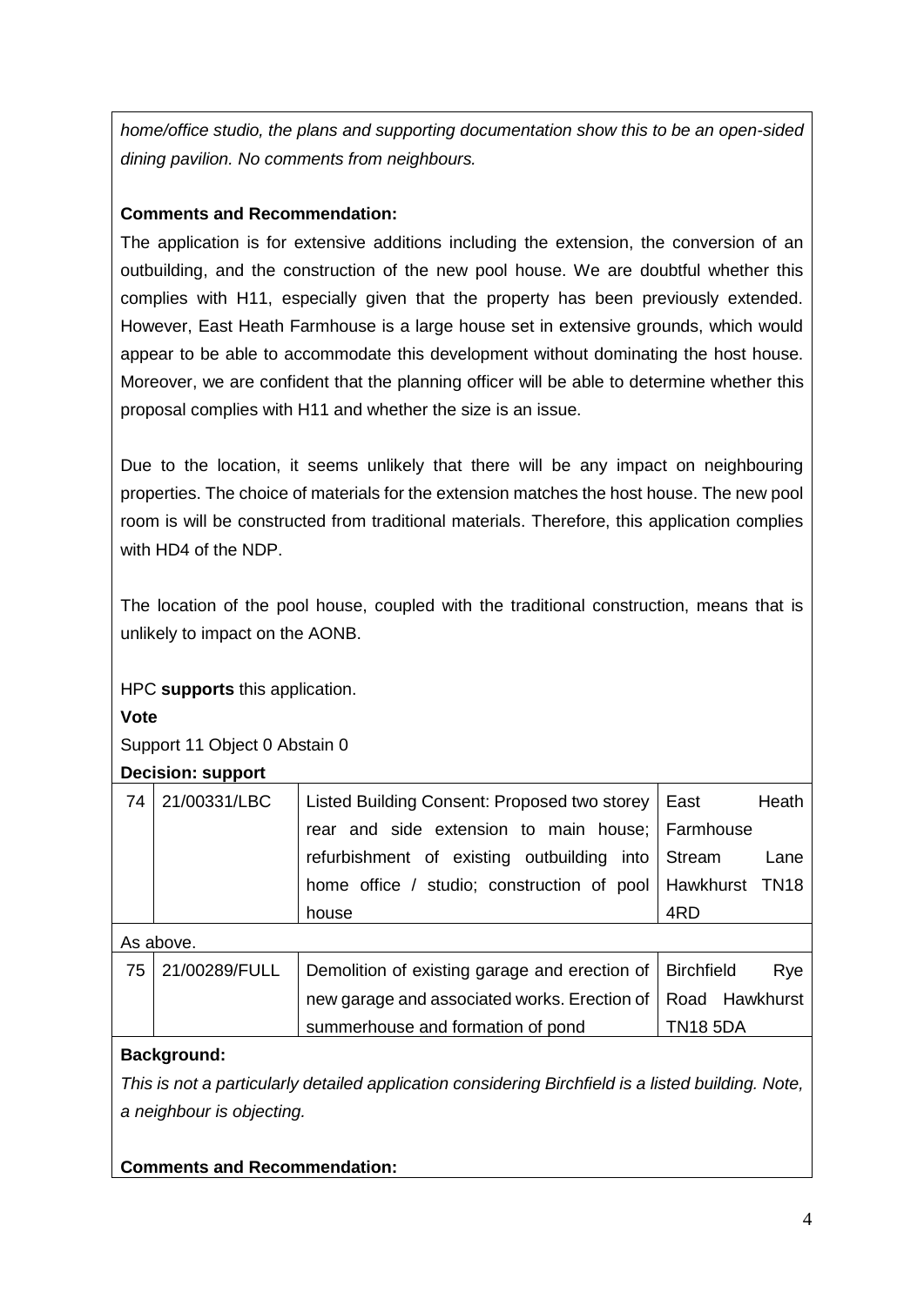*home/office studio, the plans and supporting documentation show this to be an open-sided dining pavilion. No comments from neighbours.*

**Comments and Recommendation:**

The application is for extensive additions including the extension, the conversion of an outbuilding, and the construction of the new pool house. We are doubtful whether this complies with H11, especially given that the property has been previously extended. However, East Heath Farmhouse is a large house set in extensive grounds, which would appear to be able to accommodate this development without dominating the host house. Moreover, we are confident that the planning officer will be able to determine whether this proposal complies with H11 and whether the size is an issue.

Due to the location, it seems unlikely that there will be any impact on neighbouring properties. The choice of materials for the extension matches the host house. The new pool room is will be constructed from traditional materials. Therefore, this application complies with HD4 of the NDP.

The location of the pool house, coupled with the traditional construction, means that is unlikely to impact on the AONB.

HPC **supports** this application.

**Vote**

Support 11 Object 0 Abstain 0

**Decision: support**

| 74 | 21/00331/LBC | Listed Building Consent: Proposed two storey rear and side extension to main house; refurbishment of existing outbuilding into home office / studio; construction of pool house | East Heath Farmhouse Stream Lane Hawkhurst TN18 4RD |
|---|---|---|---|

As above.

| 75 | 21/00289/FULL | Demolition of existing garage and erection of new garage and associated works. Erection of summerhouse and formation of pond | Birchfield Rye Road Hawkhurst TN18 5DA |
|---|---|---|---|

**Background:**

*This is not a particularly detailed application considering Birchfield is a listed building. Note, a neighbour is objecting.*

**Comments and Recommendation:**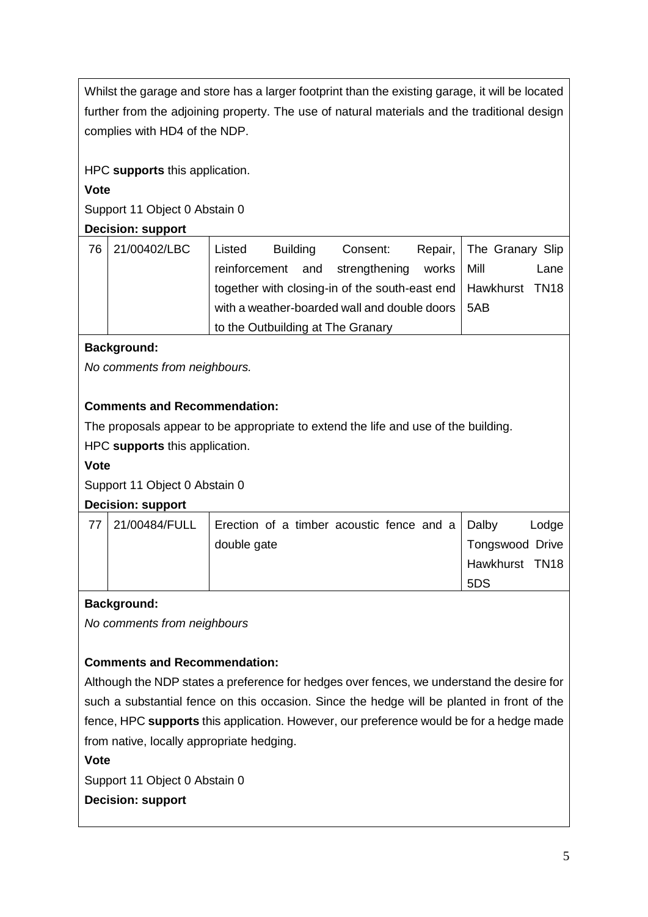Whilst the garage and store has a larger footprint than the existing garage, it will be located further from the adjoining property. The use of natural materials and the traditional design complies with HD4 of the NDP.

HPC **supports** this application.

**Vote**

Support 11 Object 0 Abstain 0

**Decision: support**

| 76 | 21/00402/LBC | Listed Building Consent: Repair, reinforcement and strengthening works together with closing-in of the south-east end with a weather-boarded wall and double doors to the Outbuilding at The Granary | The Granary Slip Mill Lane Hawkhurst TN18 5AB |
|---|---|---|---|

**Background:**

*No comments from neighbours.*

**Comments and Recommendation:**

The proposals appear to be appropriate to extend the life and use of the building.

HPC **supports** this application.

**Vote**

Support 11 Object 0 Abstain 0

**Decision: support**

| 77 | 21/00484/FULL | Erection of a timber acoustic fence and a double gate | Dalby Lodge Tongswood Drive Hawkhurst TN18 5DS |
|---|---|---|---|

**Background:**

*No comments from neighbours*

**Comments and Recommendation:**

Although the NDP states a preference for hedges over fences, we understand the desire for such a substantial fence on this occasion. Since the hedge will be planted in front of the fence, HPC **supports** this application. However, our preference would be for a hedge made from native, locally appropriate hedging.

**Vote**

Support 11 Object 0 Abstain 0

**Decision: support**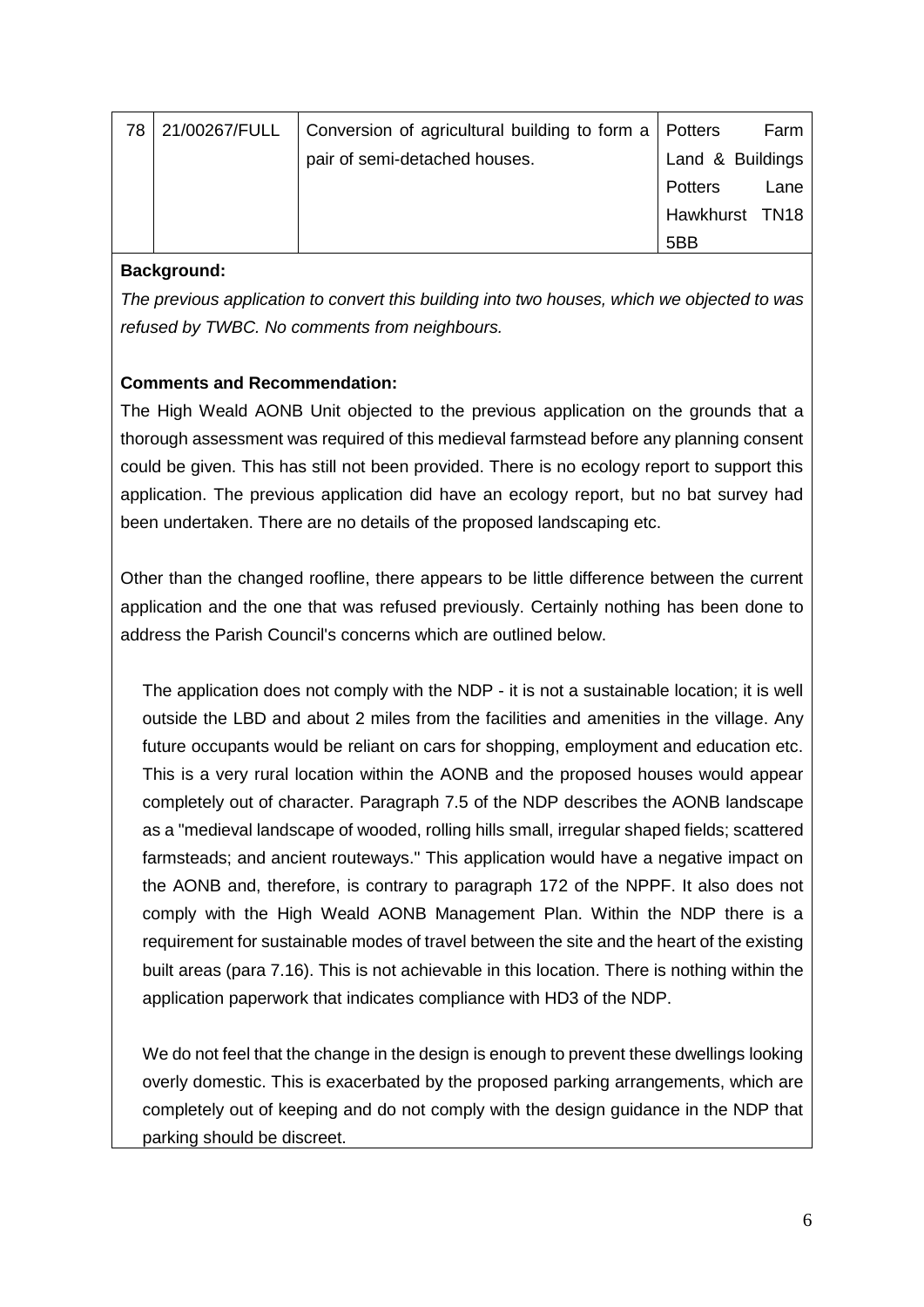| 78 | 21/00267/FULL | Conversion of agricultural building to form a pair of semi-detached houses. | Potters Farm Land & Buildings Potters Lane Hawkhurst TN18 5BB |
|---|---|---|---|

**Background:**

*The previous application to convert this building into two houses, which we objected to was refused by TWBC. No comments from neighbours.*

**Comments and Recommendation:**

The High Weald AONB Unit objected to the previous application on the grounds that a thorough assessment was required of this medieval farmstead before any planning consent could be given. This has still not been provided. There is no ecology report to support this application. The previous application did have an ecology report, but no bat survey had been undertaken. There are no details of the proposed landscaping etc.

Other than the changed roofline, there appears to be little difference between the current application and the one that was refused previously. Certainly nothing has been done to address the Parish Council's concerns which are outlined below.

> The application does not comply with the NDP - it is not a sustainable location; it is well outside the LBD and about 2 miles from the facilities and amenities in the village. Any future occupants would be reliant on cars for shopping, employment and education etc. This is a very rural location within the AONB and the proposed houses would appear completely out of character. Paragraph 7.5 of the NDP describes the AONB landscape as a "medieval landscape of wooded, rolling hills small, irregular shaped fields; scattered farmsteads; and ancient routeways." This application would have a negative impact on the AONB and, therefore, is contrary to paragraph 172 of the NPPF. It also does not comply with the High Weald AONB Management Plan. Within the NDP there is a requirement for sustainable modes of travel between the site and the heart of the existing built areas (para 7.16). This is not achievable in this location. There is nothing within the application paperwork that indicates compliance with HD3 of the NDP.
>
> We do not feel that the change in the design is enough to prevent these dwellings looking overly domestic. This is exacerbated by the proposed parking arrangements, which are completely out of keeping and do not comply with the design guidance in the NDP that parking should be discreet.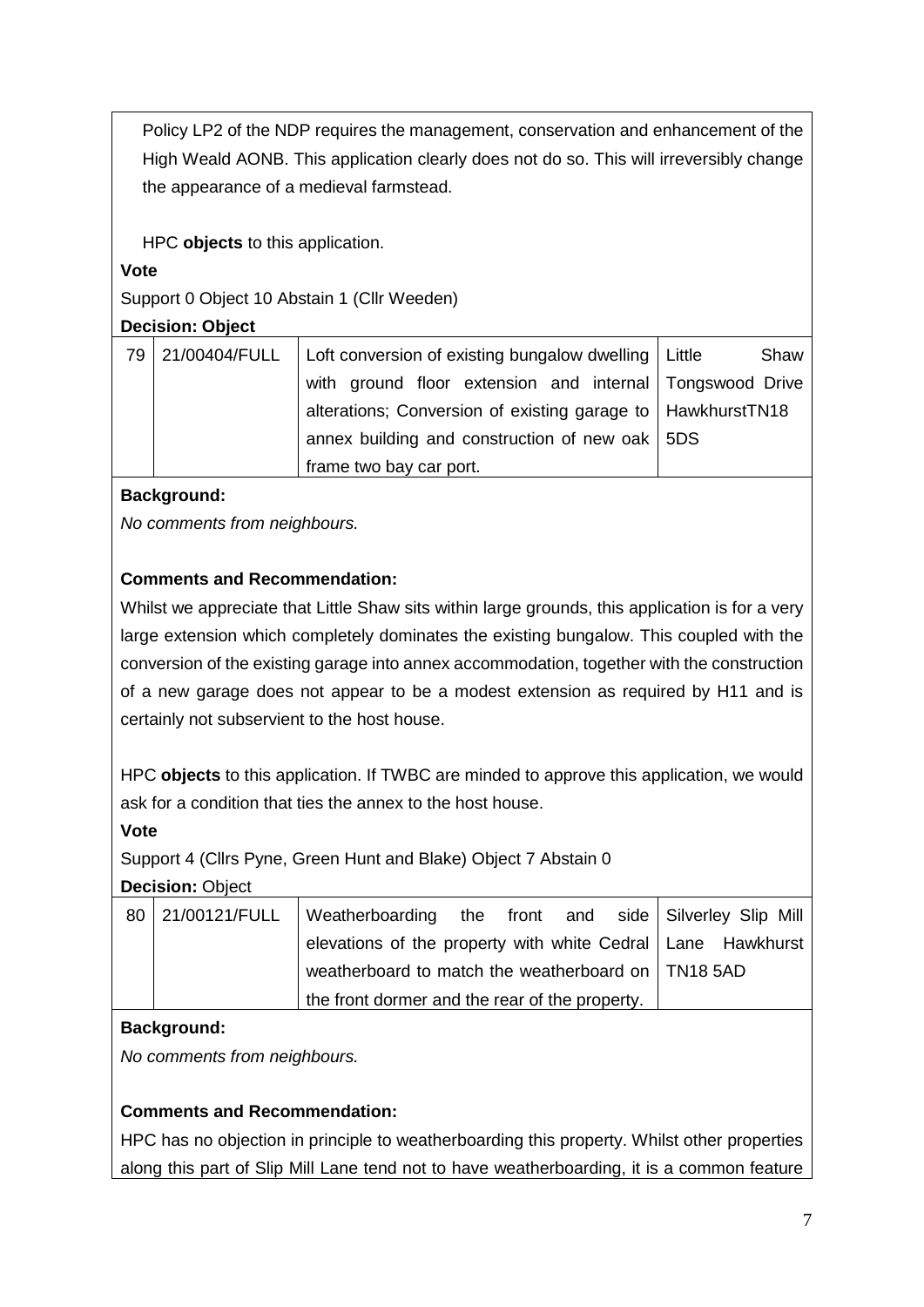Policy LP2 of the NDP requires the management, conservation and enhancement of the High Weald AONB. This application clearly does not do so. This will irreversibly change the appearance of a medieval farmstead.

HPC **objects** to this application.

**Vote**

Support 0 Object 10 Abstain 1 (Cllr Weeden)

**Decision: Object**

| 79 | 21/00404/FULL | Loft conversion of existing bungalow dwelling with ground floor extension and internal alterations; Conversion of existing garage to annex building and construction of new oak frame two bay car port. | Little Shaw Tongswood Drive HawkhurstTN18 5DS |
|---|---|---|---|

**Background:**

*No comments from neighbours.*

**Comments and Recommendation:**

Whilst we appreciate that Little Shaw sits within large grounds, this application is for a very large extension which completely dominates the existing bungalow. This coupled with the conversion of the existing garage into annex accommodation, together with the construction of a new garage does not appear to be a modest extension as required by H11 and is certainly not subservient to the host house.

HPC **objects** to this application. If TWBC are minded to approve this application, we would ask for a condition that ties the annex to the host house.

**Vote**

Support 4 (Cllrs Pyne, Green Hunt and Blake) Object 7 Abstain 0

**Decision:** Object

| 80 | 21/00121/FULL | Weatherboarding the front and side elevations of the property with white Cedral weatherboard to match the weatherboard on the front dormer and the rear of the property. | Silverley Slip Mill Lane Hawkhurst TN18 5AD |
|---|---|---|---|

**Background:**

*No comments from neighbours.*

**Comments and Recommendation:**

HPC has no objection in principle to weatherboarding this property. Whilst other properties along this part of Slip Mill Lane tend not to have weatherboarding, it is a common feature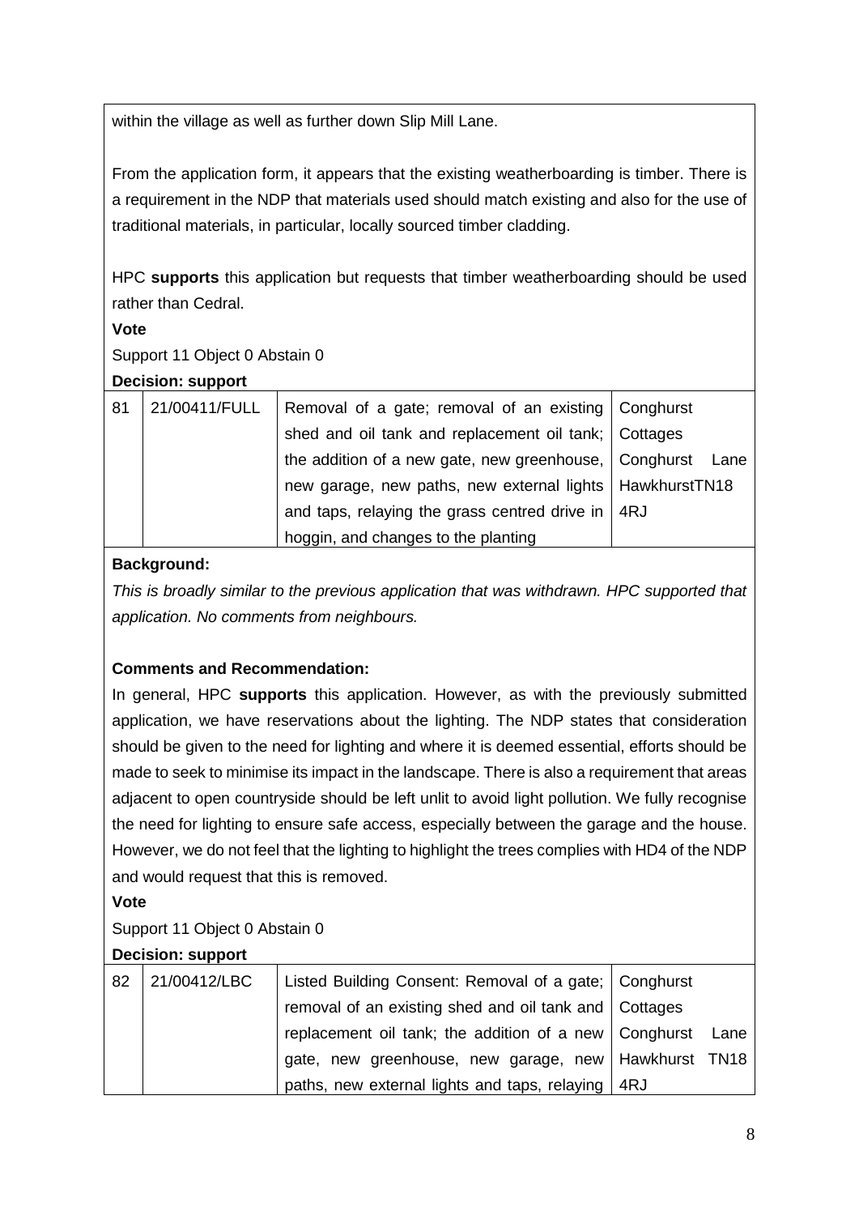within the village as well as further down Slip Mill Lane.

From the application form, it appears that the existing weatherboarding is timber. There is a requirement in the NDP that materials used should match existing and also for the use of traditional materials, in particular, locally sourced timber cladding.

HPC **supports** this application but requests that timber weatherboarding should be used rather than Cedral.

**Vote**

Support 11 Object 0 Abstain 0

**Decision: support**

| 81 | 21/00411/FULL | Removal of a gate; removal of an existing shed and oil tank and replacement oil tank; the addition of a new gate, new greenhouse, new garage, new paths, new external lights and taps, relaying the grass centred drive in hoggin, and changes to the planting | Conghurst Cottages Conghurst Lane HawkhurstTN18 4RJ |
|---|---|---|---|

**Background:**

*This is broadly similar to the previous application that was withdrawn. HPC supported that application. No comments from neighbours.*

**Comments and Recommendation:**

In general, HPC **supports** this application. However, as with the previously submitted application, we have reservations about the lighting. The NDP states that consideration should be given to the need for lighting and where it is deemed essential, efforts should be made to seek to minimise its impact in the landscape. There is also a requirement that areas adjacent to open countryside should be left unlit to avoid light pollution. We fully recognise the need for lighting to ensure safe access, especially between the garage and the house. However, we do not feel that the lighting to highlight the trees complies with HD4 of the NDP and would request that this is removed.

**Vote**

Support 11 Object 0 Abstain 0

**Decision: support**

| 82 | 21/00412/LBC | Listed Building Consent: Removal of a gate; removal of an existing shed and oil tank and replacement oil tank; the addition of a new gate, new greenhouse, new garage, new paths, new external lights and taps, relaying | Conghurst Cottages Conghurst Lane Hawkhurst TN18 4RJ |
|---|---|---|---|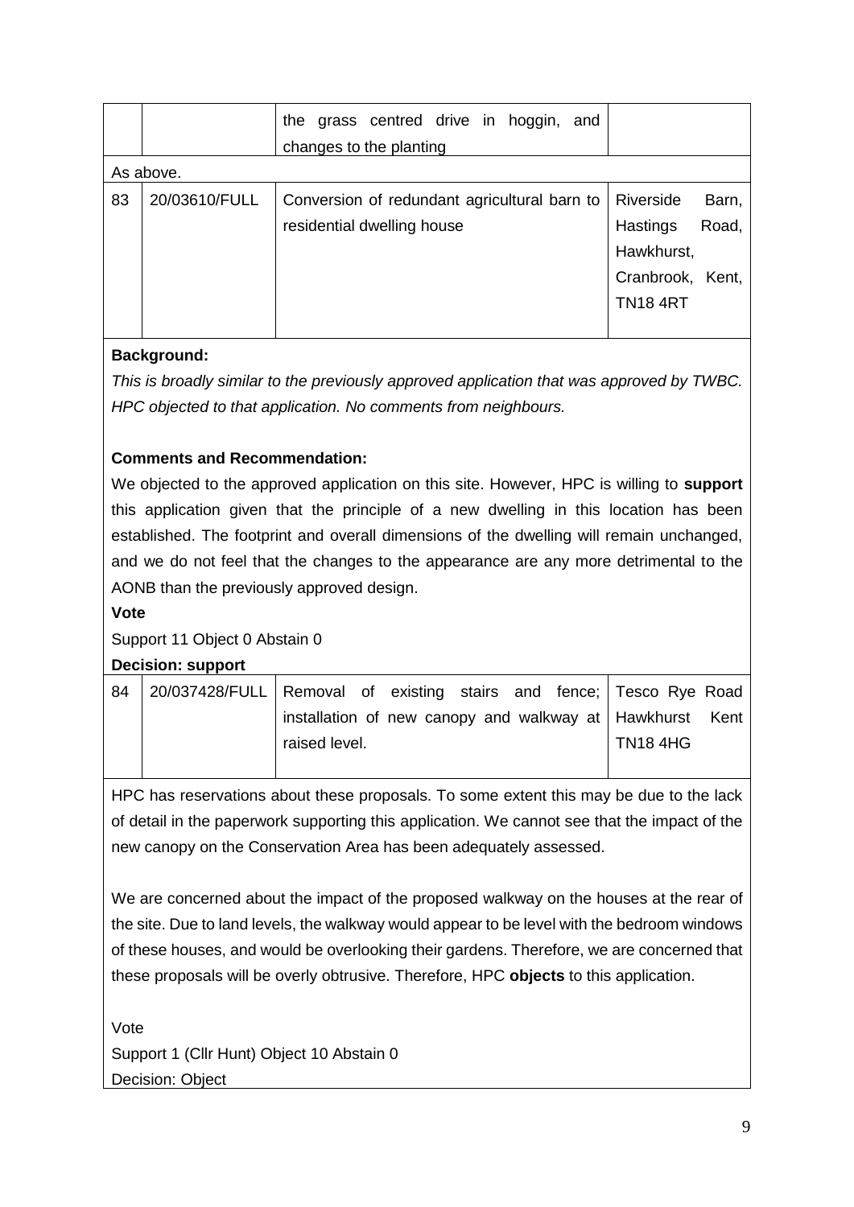| | | | |
|---|---|---|---|
| | | the grass centred drive in hoggin, and changes to the planting | |

As above.

| | | | |
|---|---|---|---|
| 83 | 20/03610/FULL | Conversion of redundant agricultural barn to residential dwelling house | Riverside Barn, Hastings Road, Hawkhurst, Cranbrook, Kent, TN18 4RT |

**Background:**

*This is broadly similar to the previously approved application that was approved by TWBC. HPC objected to that application. No comments from neighbours.*

**Comments and Recommendation:**

We objected to the approved application on this site. However, HPC is willing to **support** this application given that the principle of a new dwelling in this location has been established. The footprint and overall dimensions of the dwelling will remain unchanged, and we do not feel that the changes to the appearance are any more detrimental to the AONB than the previously approved design.

**Vote**

Support 11 Object 0 Abstain 0

**Decision: support**

| | | | |
|---|---|---|---|
| 84 | 20/037428/FULL | Removal of existing stairs and fence; installation of new canopy and walkway at raised level. | Tesco Rye Road Hawkhurst Kent TN18 4HG |

HPC has reservations about these proposals. To some extent this may be due to the lack of detail in the paperwork supporting this application. We cannot see that the impact of the new canopy on the Conservation Area has been adequately assessed.

We are concerned about the impact of the proposed walkway on the houses at the rear of the site. Due to land levels, the walkway would appear to be level with the bedroom windows of these houses, and would be overlooking their gardens. Therefore, we are concerned that these proposals will be overly obtrusive. Therefore, HPC **objects** to this application.

Vote

Support 1 (Cllr Hunt) Object 10 Abstain 0

Decision: Object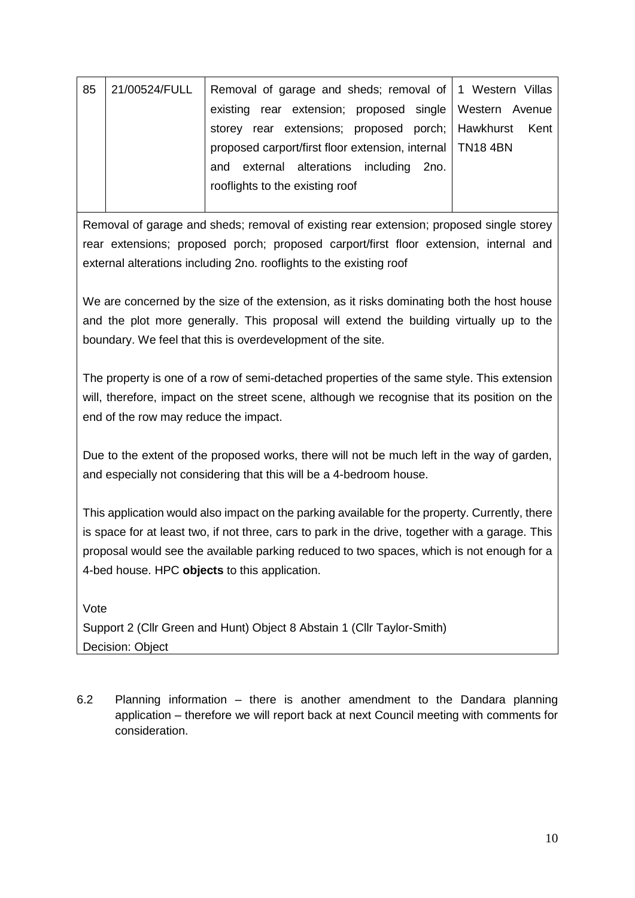| 85 | 21/00524/FULL | Removal of garage and sheds; removal of existing rear extension; proposed single storey rear extensions; proposed porch; proposed carport/first floor extension, internal and external alterations including 2no. rooflights to the existing roof | 1 Western Villas Western Avenue Hawkhurst Kent TN18 4BN |
|---|---|---|---|

Removal of garage and sheds; removal of existing rear extension; proposed single storey rear extensions; proposed porch; proposed carport/first floor extension, internal and external alterations including 2no. rooflights to the existing roof

We are concerned by the size of the extension, as it risks dominating both the host house and the plot more generally. This proposal will extend the building virtually up to the boundary. We feel that this is overdevelopment of the site.

The property is one of a row of semi-detached properties of the same style. This extension will, therefore, impact on the street scene, although we recognise that its position on the end of the row may reduce the impact.

Due to the extent of the proposed works, there will not be much left in the way of garden, and especially not considering that this will be a 4-bedroom house.

This application would also impact on the parking available for the property. Currently, there is space for at least two, if not three, cars to park in the drive, together with a garage. This proposal would see the available parking reduced to two spaces, which is not enough for a 4-bed house. HPC **objects** to this application.

Vote
Support 2 (Cllr Green and Hunt) Object 8 Abstain 1 (Cllr Taylor-Smith)
Decision: Object

6.2 Planning information – there is another amendment to the Dandara planning application – therefore we will report back at next Council meeting with comments for consideration.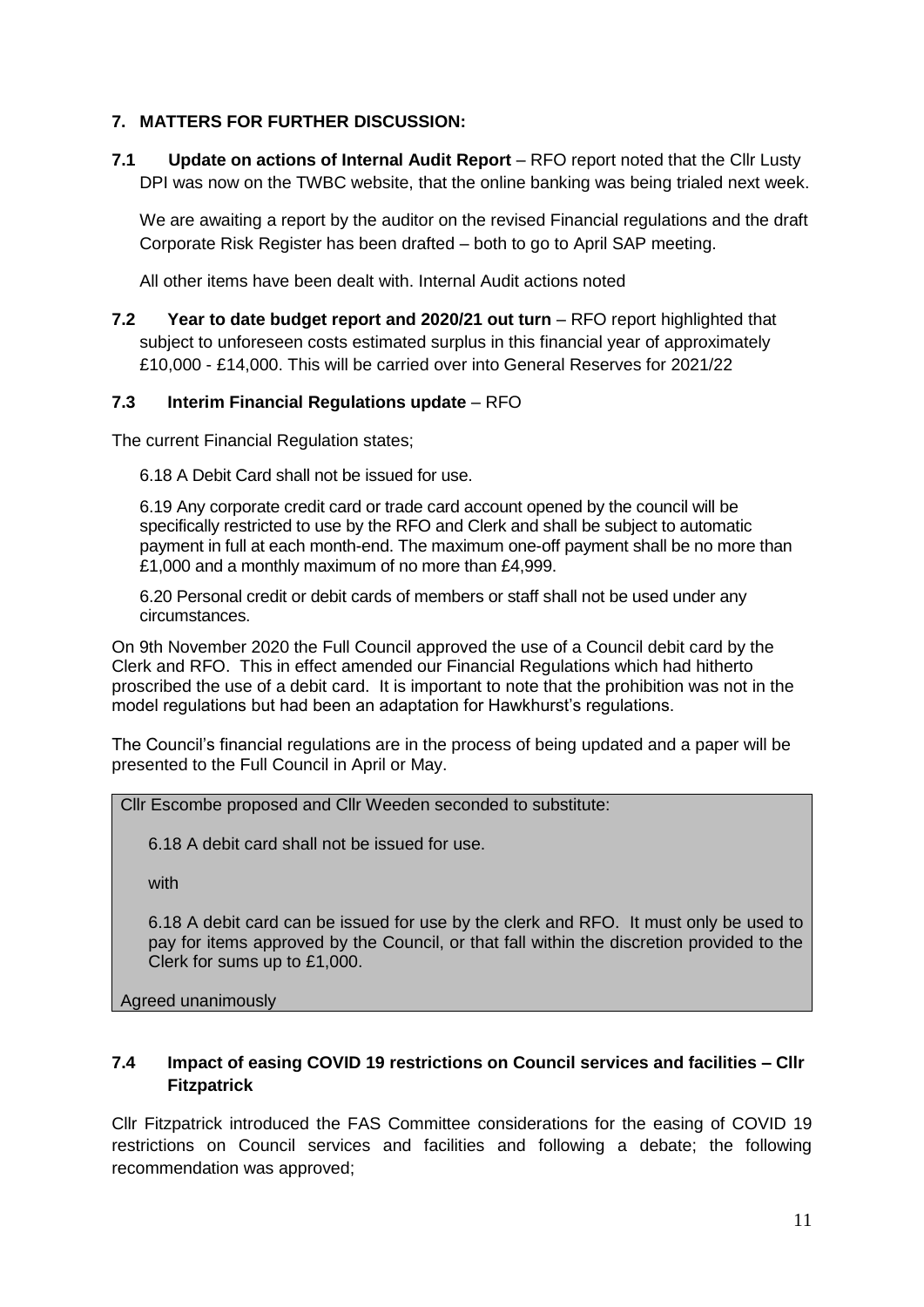## 7. MATTERS FOR FURTHER DISCUSSION:

**7.1 Update on actions of Internal Audit Report** – RFO report noted that the Cllr Lusty DPI was now on the TWBC website, that the online banking was being trialed next week.

We are awaiting a report by the auditor on the revised Financial regulations and the draft Corporate Risk Register has been drafted – both to go to April SAP meeting.

All other items have been dealt with. Internal Audit actions noted

**7.2 Year to date budget report and 2020/21 out turn** – RFO report highlighted that subject to unforeseen costs estimated surplus in this financial year of approximately £10,000 - £14,000. This will be carried over into General Reserves for 2021/22

### 7.3 Interim Financial Regulations update – RFO

The current Financial Regulation states;

6.18 A Debit Card shall not be issued for use.

6.19 Any corporate credit card or trade card account opened by the council will be specifically restricted to use by the RFO and Clerk and shall be subject to automatic payment in full at each month-end. The maximum one-off payment shall be no more than £1,000 and a monthly maximum of no more than £4,999.

6.20 Personal credit or debit cards of members or staff shall not be used under any circumstances.

On 9th November 2020 the Full Council approved the use of a Council debit card by the Clerk and RFO. This in effect amended our Financial Regulations which had hitherto proscribed the use of a debit card. It is important to note that the prohibition was not in the model regulations but had been an adaptation for Hawkhurst's regulations.

The Council's financial regulations are in the process of being updated and a paper will be presented to the Full Council in April or May.

Cllr Escombe proposed and Cllr Weeden seconded to substitute:

6.18 A debit card shall not be issued for use.

with

6.18 A debit card can be issued for use by the clerk and RFO. It must only be used to pay for items approved by the Council, or that fall within the discretion provided to the Clerk for sums up to £1,000.

Agreed unanimously

### 7.4 Impact of easing COVID 19 restrictions on Council services and facilities – Cllr Fitzpatrick

Cllr Fitzpatrick introduced the FAS Committee considerations for the easing of COVID 19 restrictions on Council services and facilities and following a debate; the following recommendation was approved;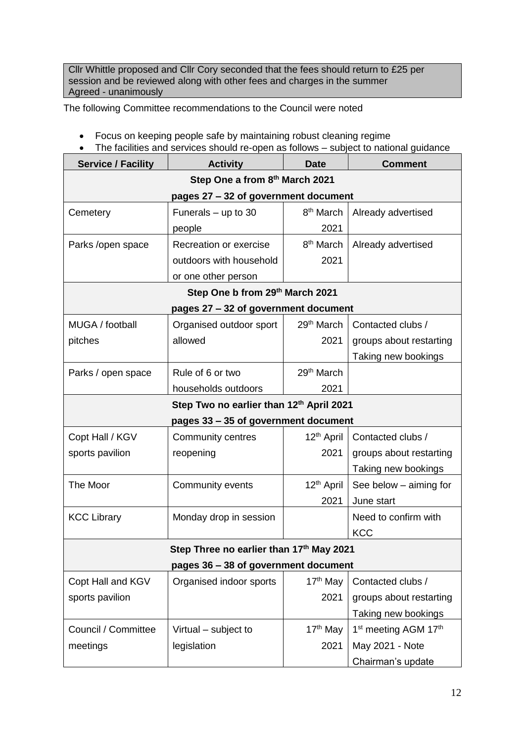Cllr Whittle proposed and Cllr Cory seconded that the fees should return to £25 per session and be reviewed along with other fees and charges in the summer
Agreed - unanimously

The following Committee recommendations to the Council were noted

- Focus on keeping people safe by maintaining robust cleaning regime
- The facilities and services should re-open as follows – subject to national guidance

| Service / Facility | Activity | Date | Comment |
|---|---|---|---|
| **Step One a from 8th March 2021 pages 27 – 32 of government document** | | | |
| Cemetery | Funerals – up to 30 people | 8th March 2021 | Already advertised |
| Parks /open space | Recreation or exercise outdoors with household or one other person | 8th March 2021 | Already advertised |
| **Step One b from 29th March 2021 pages 27 – 32 of government document** | | | |
| MUGA / football pitches | Organised outdoor sport allowed | 29th March 2021 | Contacted clubs / groups about restarting Taking new bookings |
| Parks / open space | Rule of 6 or two households outdoors | 29th March 2021 | |
| **Step Two no earlier than 12th April 2021 pages 33 – 35 of government document** | | | |
| Copt Hall / KGV sports pavilion | Community centres reopening | 12th April 2021 | Contacted clubs / groups about restarting Taking new bookings |
| The Moor | Community events | 12th April 2021 | See below – aiming for June start |
| KCC Library | Monday drop in session | | Need to confirm with KCC |
| **Step Three no earlier than 17th May 2021 pages 36 – 38 of government document** | | | |
| Copt Hall and KGV sports pavilion | Organised indoor sports | 17th May 2021 | Contacted clubs / groups about restarting Taking new bookings |
| Council / Committee meetings | Virtual – subject to legislation | 17th May 2021 | 1st meeting AGM 17th May 2021 - Note Chairman's update |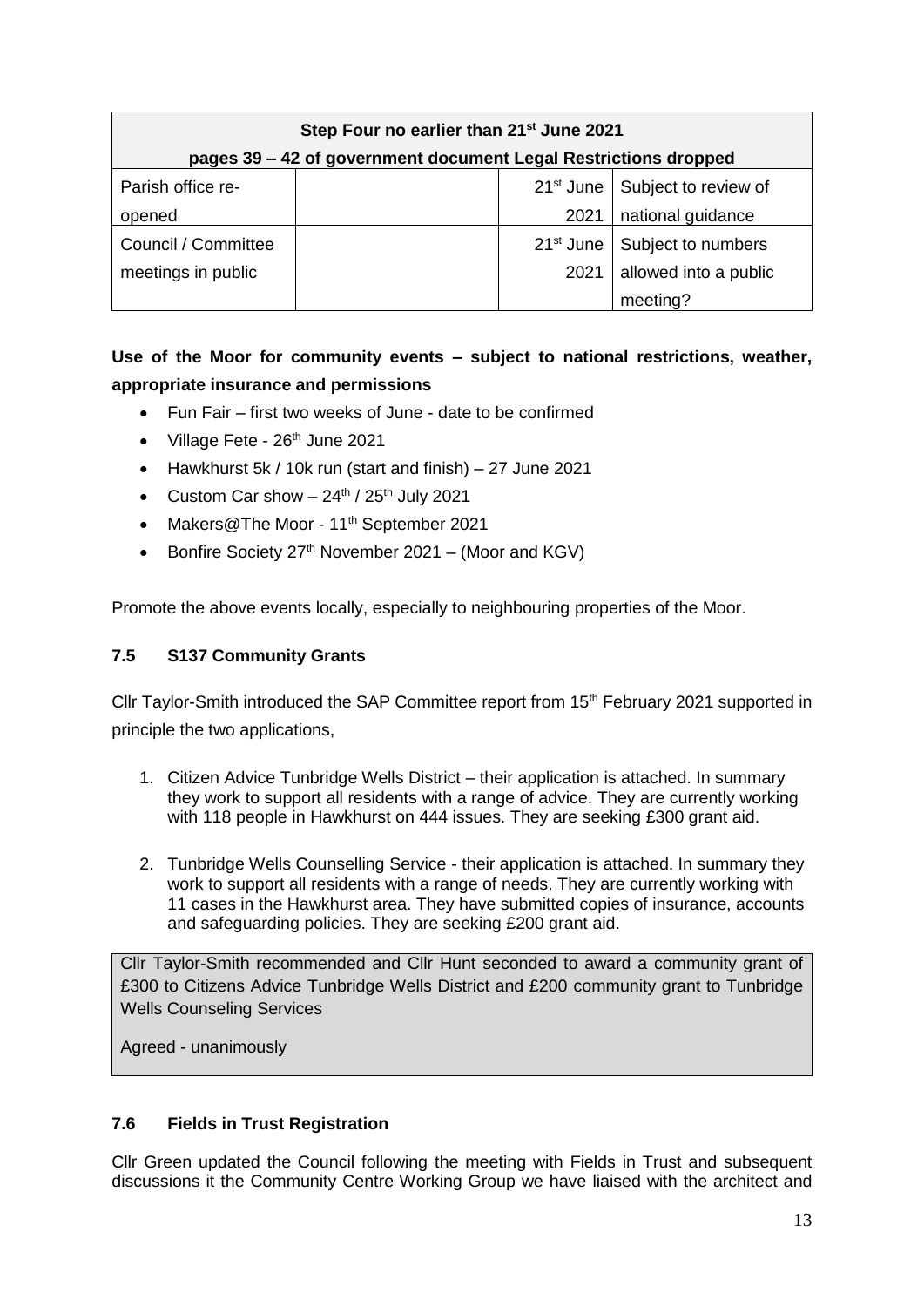| Step Four no earlier than 21st June 2021<br>pages 39 – 42 of government document Legal Restrictions dropped | | | |
|---|---|---|---|
| Parish office re-opened | | 21st June 2021 | Subject to review of national guidance |
| Council / Committee meetings in public | | 21st June 2021 | Subject to numbers allowed into a public meeting? |

**Use of the Moor for community events – subject to national restrictions, weather, appropriate insurance and permissions**

- Fun Fair – first two weeks of June - date to be confirmed
- Village Fete - 26th June 2021
- Hawkhurst 5k / 10k run (start and finish) – 27 June 2021
- Custom Car show – 24th / 25th July 2021
- Makers@The Moor - 11th September 2021
- Bonfire Society 27th November 2021 – (Moor and KGV)

Promote the above events locally, especially to neighbouring properties of the Moor.

### 7.5 S137 Community Grants

Cllr Taylor-Smith introduced the SAP Committee report from 15th February 2021 supported in principle the two applications,

1. Citizen Advice Tunbridge Wells District – their application is attached. In summary they work to support all residents with a range of advice. They are currently working with 118 people in Hawkhurst on 444 issues. They are seeking £300 grant aid.
2. Tunbridge Wells Counselling Service - their application is attached. In summary they work to support all residents with a range of needs. They are currently working with 11 cases in the Hawkhurst area. They have submitted copies of insurance, accounts and safeguarding policies. They are seeking £200 grant aid.

Cllr Taylor-Smith recommended and Cllr Hunt seconded to award a community grant of £300 to Citizens Advice Tunbridge Wells District and £200 community grant to Tunbridge Wells Counseling Services

Agreed - unanimously

### 7.6 Fields in Trust Registration

Cllr Green updated the Council following the meeting with Fields in Trust and subsequent discussions it the Community Centre Working Group we have liaised with the architect and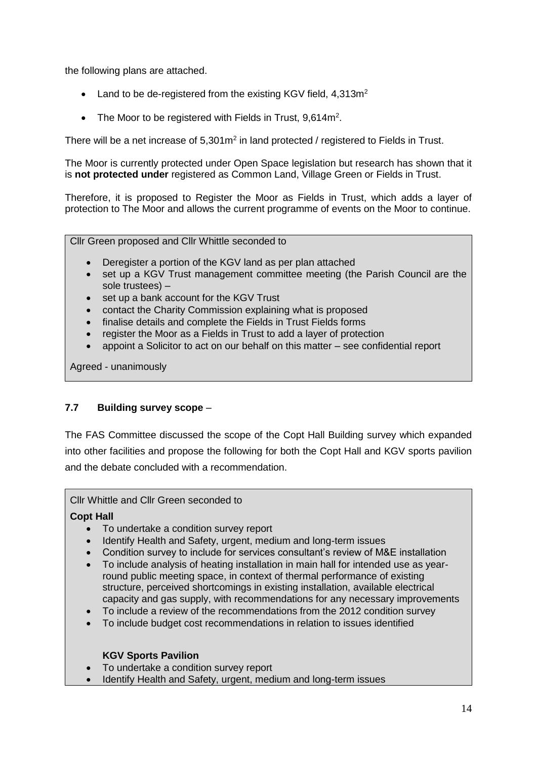the following plans are attached.

- Land to be de-registered from the existing KGV field, 4,313m$^2$
- The Moor to be registered with Fields in Trust, 9,614m$^2$.

There will be a net increase of 5,301m$^2$ in land protected / registered to Fields in Trust.

The Moor is currently protected under Open Space legislation but research has shown that it is **not protected under** registered as Common Land, Village Green or Fields in Trust.

Therefore, it is proposed to Register the Moor as Fields in Trust, which adds a layer of protection to The Moor and allows the current programme of events on the Moor to continue.

Cllr Green proposed and Cllr Whittle seconded to

- Deregister a portion of the KGV land as per plan attached
- set up a KGV Trust management committee meeting (the Parish Council are the sole trustees) –
- set up a bank account for the KGV Trust
- contact the Charity Commission explaining what is proposed
- finalise details and complete the Fields in Trust Fields forms
- register the Moor as a Fields in Trust to add a layer of protection
- appoint a Solicitor to act on our behalf on this matter – see confidential report

Agreed - unanimously

### 7.7 Building survey scope –

The FAS Committee discussed the scope of the Copt Hall Building survey which expanded into other facilities and propose the following for both the Copt Hall and KGV sports pavilion and the debate concluded with a recommendation.

Cllr Whittle and Cllr Green seconded to

**Copt Hall**

- To undertake a condition survey report
- Identify Health and Safety, urgent, medium and long-term issues
- Condition survey to include for services consultant's review of M&E installation
- To include analysis of heating installation in main hall for intended use as year-round public meeting space, in context of thermal performance of existing structure, perceived shortcomings in existing installation, available electrical capacity and gas supply, with recommendations for any necessary improvements
- To include a review of the recommendations from the 2012 condition survey
- To include budget cost recommendations in relation to issues identified

**KGV Sports Pavilion**

- To undertake a condition survey report
- Identify Health and Safety, urgent, medium and long-term issues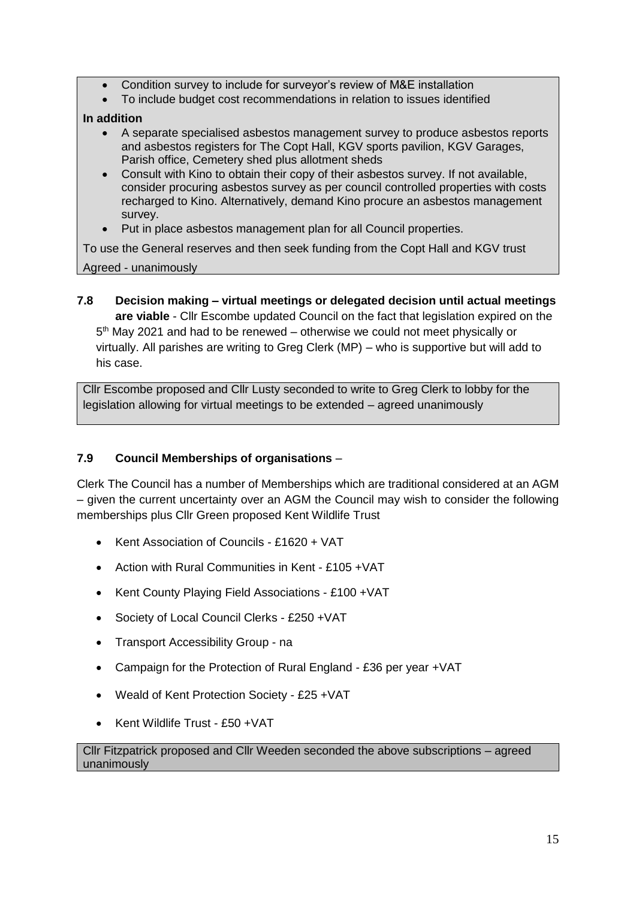- Condition survey to include for surveyor's review of M&E installation
- To include budget cost recommendations in relation to issues identified

**In addition**

- A separate specialised asbestos management survey to produce asbestos reports and asbestos registers for The Copt Hall, KGV sports pavilion, KGV Garages, Parish office, Cemetery shed plus allotment sheds
- Consult with Kino to obtain their copy of their asbestos survey. If not available, consider procuring asbestos survey as per council controlled properties with costs recharged to Kino. Alternatively, demand Kino procure an asbestos management survey.
- Put in place asbestos management plan for all Council properties.

To use the General reserves and then seek funding from the Copt Hall and KGV trust

Agreed - unanimously

**7.8 Decision making – virtual meetings or delegated decision until actual meetings are viable** - Cllr Escombe updated Council on the fact that legislation expired on the 5th May 2021 and had to be renewed – otherwise we could not meet physically or virtually. All parishes are writing to Greg Clerk (MP) – who is supportive but will add to his case.

Cllr Escombe proposed and Cllr Lusty seconded to write to Greg Clerk to lobby for the legislation allowing for virtual meetings to be extended – agreed unanimously

**7.9 Council Memberships of organisations** –

Clerk The Council has a number of Memberships which are traditional considered at an AGM – given the current uncertainty over an AGM the Council may wish to consider the following memberships plus Cllr Green proposed Kent Wildlife Trust

- Kent Association of Councils - £1620 + VAT
- Action with Rural Communities in Kent - £105 +VAT
- Kent County Playing Field Associations - £100 +VAT
- Society of Local Council Clerks - £250 +VAT
- Transport Accessibility Group - na
- Campaign for the Protection of Rural England - £36 per year +VAT
- Weald of Kent Protection Society - £25 +VAT
- Kent Wildlife Trust - £50 +VAT

Cllr Fitzpatrick proposed and Cllr Weeden seconded the above subscriptions – agreed unanimously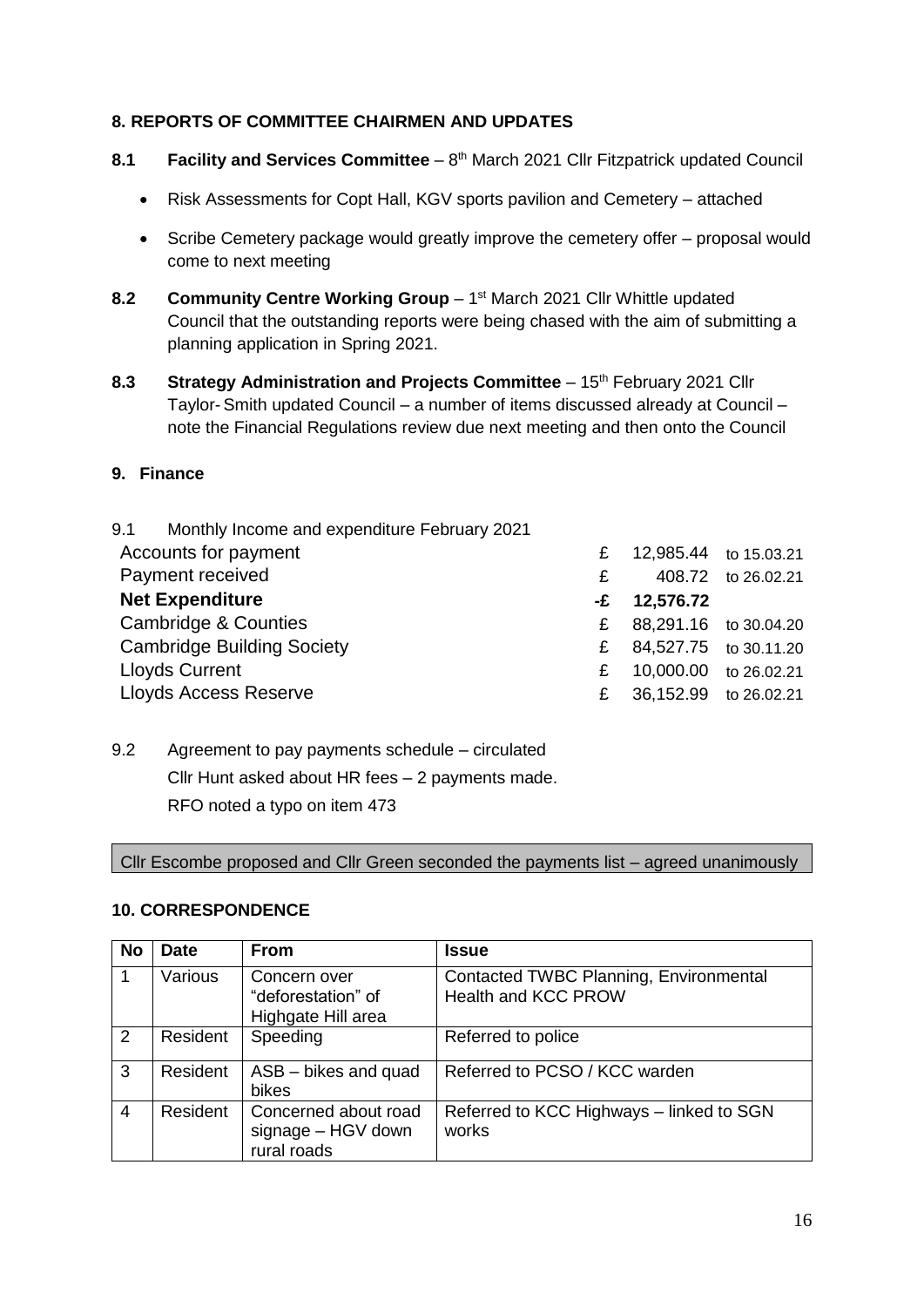**8. REPORTS OF COMMITTEE CHAIRMEN AND UPDATES**

**8.1 Facility and Services Committee** – 8th March 2021 Cllr Fitzpatrick updated Council

- Risk Assessments for Copt Hall, KGV sports pavilion and Cemetery – attached
- Scribe Cemetery package would greatly improve the cemetery offer – proposal would come to next meeting

**8.2 Community Centre Working Group** – 1st March 2021 Cllr Whittle updated Council that the outstanding reports were being chased with the aim of submitting a planning application in Spring 2021.

**8.3 Strategy Administration and Projects Committee** – 15th February 2021 Cllr Taylor-Smith updated Council – a number of items discussed already at Council – note the Financial Regulations review due next meeting and then onto the Council

**9. Finance**

9.1 Monthly Income and expenditure February 2021

| | | | |
|---|---|---|---|
| Accounts for payment | £ | 12,985.44 | to 15.03.21 |
| Payment received | £ | 408.72 | to 26.02.21 |
| **Net Expenditure** | **-£** | **12,576.72** | |
| Cambridge & Counties | £ | 88,291.16 | to 30.04.20 |
| Cambridge Building Society | £ | 84,527.75 | to 30.11.20 |
| Lloyds Current | £ | 10,000.00 | to 26.02.21 |
| Lloyds Access Reserve | £ | 36,152.99 | to 26.02.21 |

9.2 Agreement to pay payments schedule – circulated

Cllr Hunt asked about HR fees – 2 payments made.

RFO noted a typo on item 473

Cllr Escombe proposed and Cllr Green seconded the payments list – agreed unanimously

**10. CORRESPONDENCE**

| No | Date | From | Issue |
|---|---|---|---|
| 1 | Various | Concern over "deforestation" of Highgate Hill area | Contacted TWBC Planning, Environmental Health and KCC PROW |
| 2 | Resident | Speeding | Referred to police |
| 3 | Resident | ASB – bikes and quad bikes | Referred to PCSO / KCC warden |
| 4 | Resident | Concerned about road signage – HGV down rural roads | Referred to KCC Highways – linked to SGN works |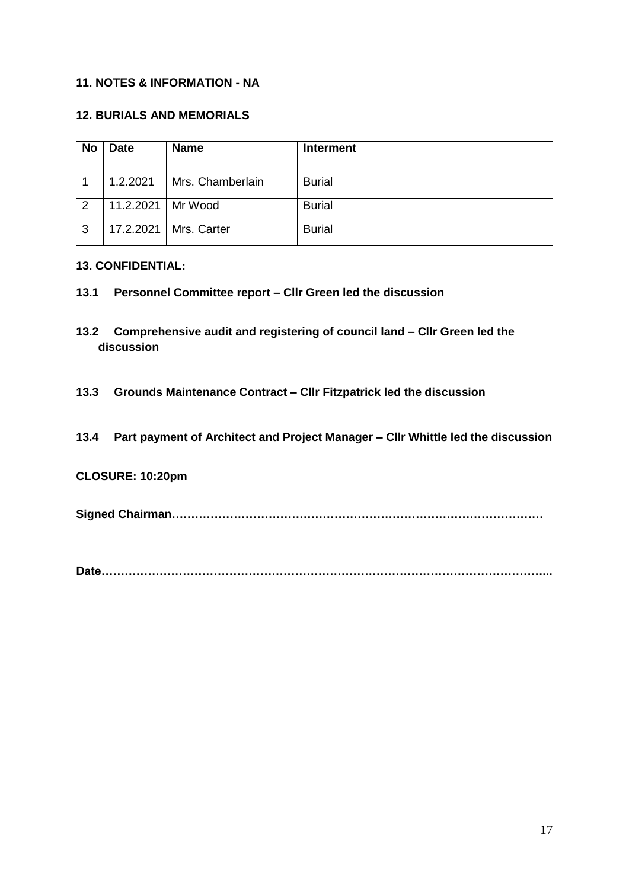**11. NOTES & INFORMATION - NA**

**12. BURIALS AND MEMORIALS**

| No | Date | Name | Interment |
|---|---|---|---|
| 1 | 1.2.2021 | Mrs. Chamberlain | Burial |
| 2 | 11.2.2021 | Mr Wood | Burial |
| 3 | 17.2.2021 | Mrs. Carter | Burial |

**13. CONFIDENTIAL:**

**13.1 Personnel Committee report – Cllr Green led the discussion**

**13.2 Comprehensive audit and registering of council land – Cllr Green led the discussion**

**13.3 Grounds Maintenance Contract – Cllr Fitzpatrick led the discussion**

**13.4 Part payment of Architect and Project Manager – Cllr Whittle led the discussion**

**CLOSURE: 10:20pm**

**Signed Chairman……………………………………………………………………………………**

**Date…………………………………………………………………………………………………...**